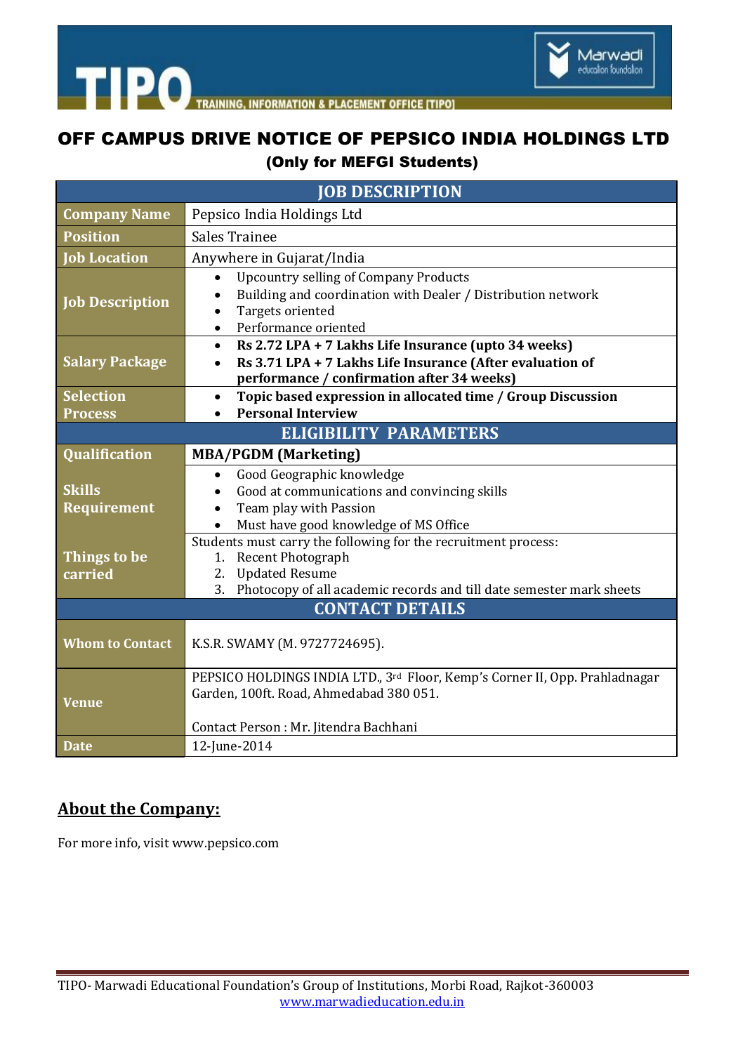# OFF CAMPUS DRIVE NOTICE OF PEPSICO INDIA HOLDINGS LTD

## (Only for MEFGI Students)

| JOB DESCRIPTION | |
|---|---|
| **Company Name** | Pepsico India Holdings Ltd |
| **Position** | Sales Trainee |
| **Job Location** | Anywhere in Gujarat/India |
| **Job Description** | • Upcountry selling of Company Products<br>• Building and coordination with Dealer / Distribution network<br>• Targets oriented<br>• Performance oriented |
| **Salary Package** | • **Rs 2.72 LPA + 7 Lakhs Life Insurance (upto 34 weeks)**<br>• **Rs 3.71 LPA + 7 Lakhs Life Insurance (After evaluation of performance / confirmation after 34 weeks)** |
| **Selection Process** | • **Topic based expression in allocated time / Group Discussion**<br>• **Personal Interview** |
| **ELIGIBILITY PARAMETERS** | |
| **Qualification** | **MBA/PGDM (Marketing)** |
| **Skills Requirement** | • Good Geographic knowledge<br>• Good at communications and convincing skills<br>• Team play with Passion<br>• Must have good knowledge of MS Office |
| **Things to be carried** | Students must carry the following for the recruitment process:<br>1. Recent Photograph<br>2. Updated Resume<br>3. Photocopy of all academic records and till date semester mark sheets |
| **CONTACT DETAILS** | |
| **Whom to Contact** | K.S.R. SWAMY (M. 9727724695). |
| **Venue** | PEPSICO HOLDINGS INDIA LTD., 3rd Floor, Kemp's Corner II, Opp. Prahladnagar Garden, 100ft. Road, Ahmedabad 380 051.<br><br>Contact Person : Mr. Jitendra Bachhani |
| **Date** | 12-June-2014 |

## About the Company:

For more info, visit www.pepsico.com

TIPO- Marwadi Educational Foundation's Group of Institutions, Morbi Road, Rajkot-360003
www.marwadieducation.edu.in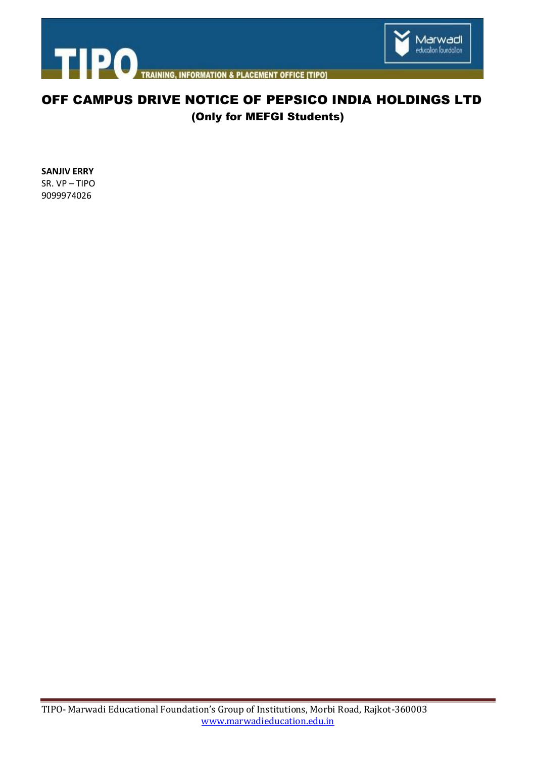# OFF CAMPUS DRIVE NOTICE OF PEPSICO INDIA HOLDINGS LTD

## (Only for MEFGI Students)

**SANJIV ERRY**
SR. VP – TIPO
9099974026